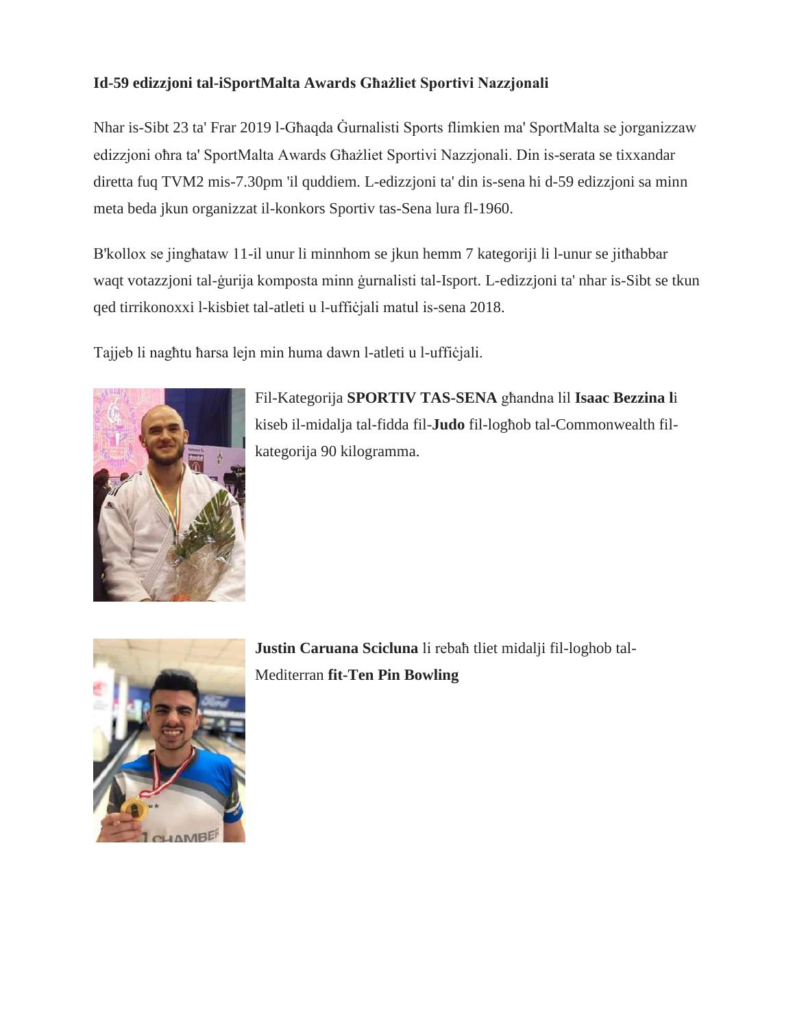**Id-59 edizzjoni tal-iSportMalta Awards Għażliet Sportivi Nazzjonali**

Nhar is-Sibt 23 ta' Frar 2019 l-Għaqda Ġurnalisti Sports flimkien ma' SportMalta se jorganizzaw edizzjoni oħra ta' SportMalta Awards Għażliet Sportivi Nazzjonali. Din is-serata se tixxandar diretta fuq TVM2 mis-7.30pm 'il quddiem. L-edizzjoni ta' din is-sena hi d-59 edizzjoni sa minn meta beda jkun organizzat il-konkors Sportiv tas-Sena lura fl-1960.

B'kollox se jingħataw 11-il unur li minnhom se jkun hemm 7 kategoriji li l-unur se jitħabbar waqt votazzjoni tal-ġurija komposta minn ġurnalisti tal-Isport. L-edizzjoni ta' nhar is-Sibt se tkun qed tirrikonoxxi l-kisbiet tal-atleti u l-uffiċjali matul is-sena 2018.

Tajjeb li nagħtu ħarsa lejn min huma dawn l-atleti u l-uffiċjali.

Fil-Kategorija **SPORTIV TAS-SENA** għandna lil **Isaac Bezzina l**i kiseb il-midalja tal-fidda fil-**Judo** fil-logħob tal-Commonwealth fil-kategorija 90 kilogramma.

**Justin Caruana Scicluna** li rebaħ tliet midalji fil-loghob tal-Mediterran **fit-Ten Pin Bowling**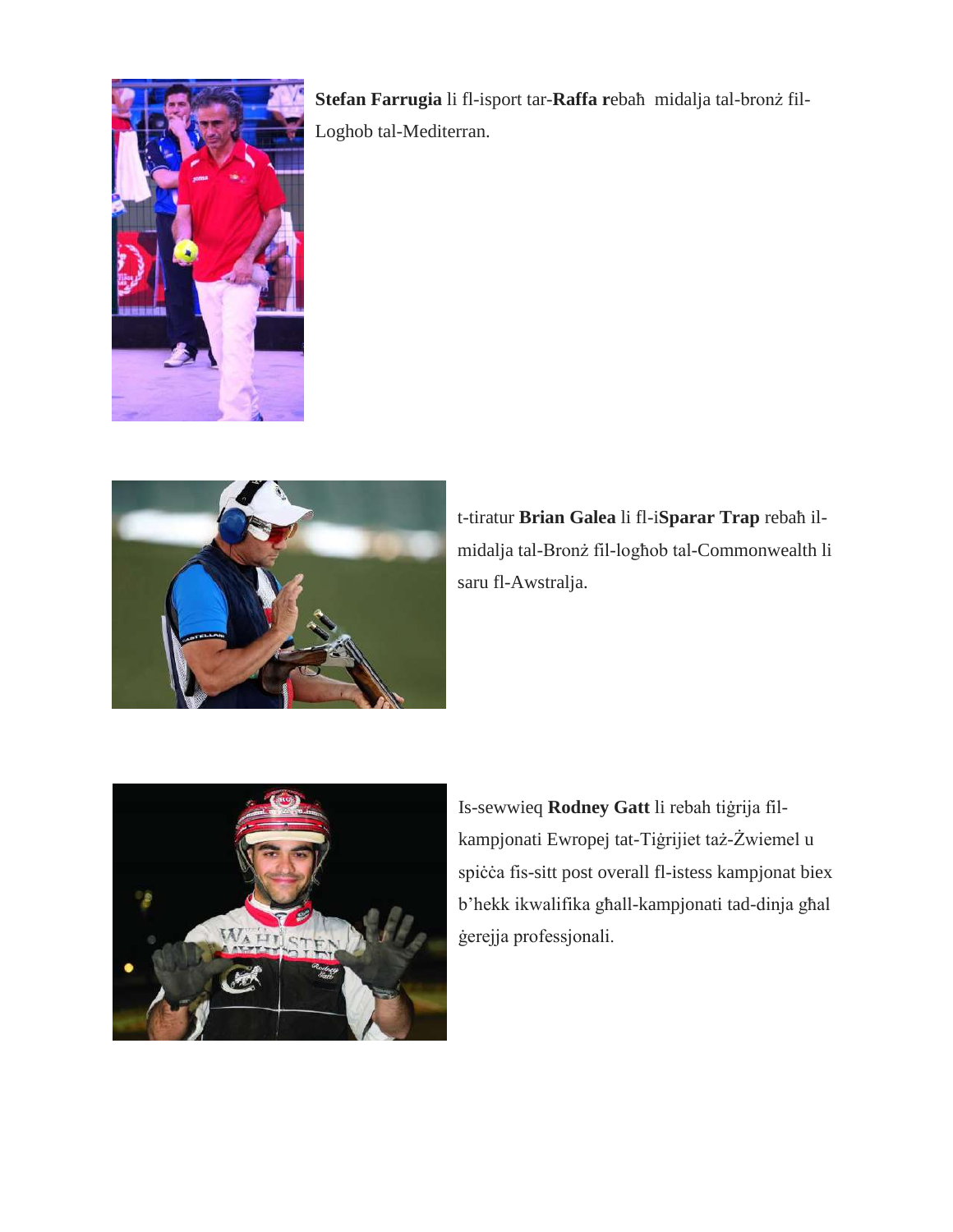**Stefan Farrugia** li fl-isport tar-**Raffa r**ebaħ  midalja tal-bronż fil-Loghob tal-Mediterran.

t-tiratur **Brian Galea** li fl-i**Sparar Trap** rebaħ il-midalja tal-Bronż fil-logħob tal-Commonwealth li saru fl-Awstralja.

Is-sewwieq **Rodney Gatt** li rebah tiġrija fil-kampjonati Ewropej tat-Tiġrijiet taż-Żwiemel u spiċċa fis-sitt post overall fl-istess kampjonat biex b'hekk ikwalifika għall-kampjonati tad-dinja għal ġerejja professjonali.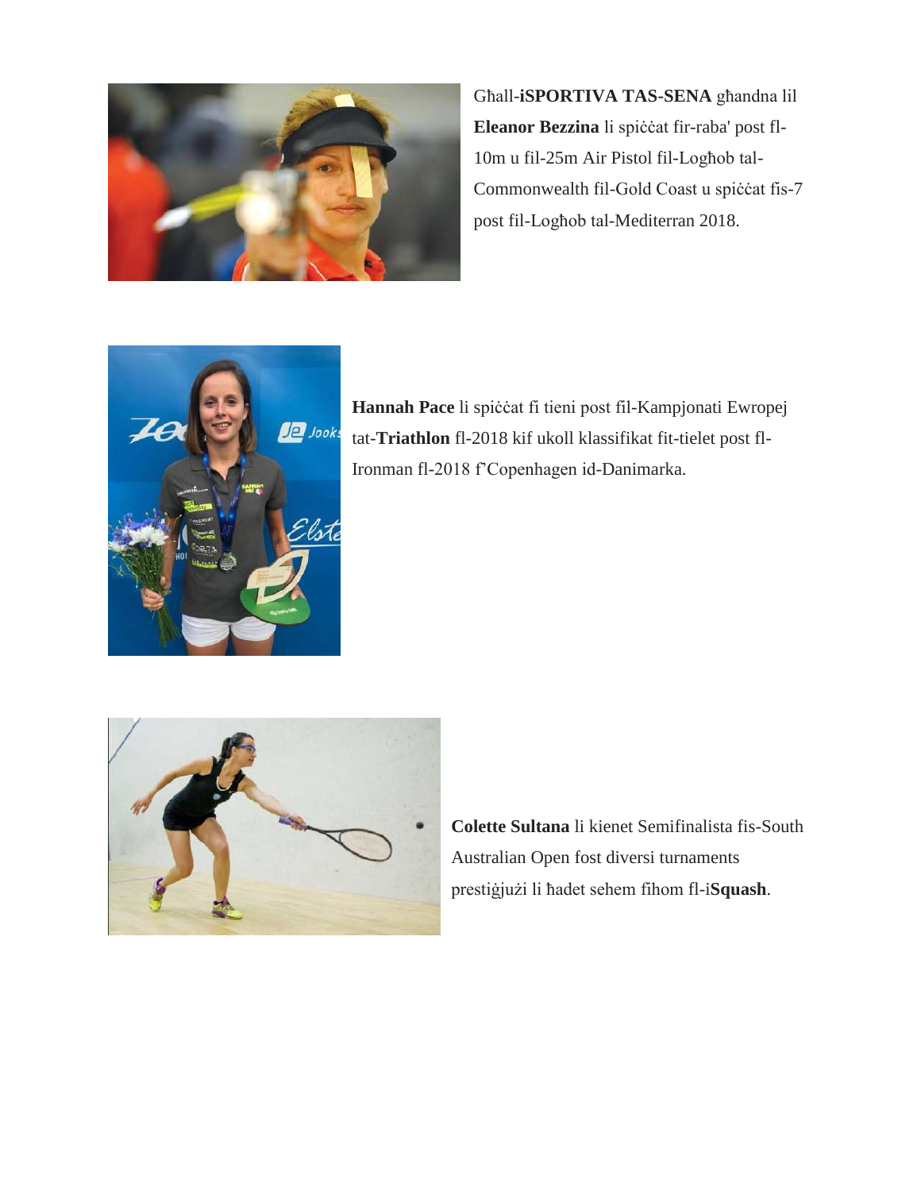Għall-**iSPORTIVA TAS-SENA** għandna lil **Eleanor Bezzina** li spiċċat fir-raba' post fl-10m u fil-25m Air Pistol fil-Logħob tal-Commonwealth fil-Gold Coast u spiċċat fis-7 post fil-Logħob tal-Mediterran 2018.

**Hannah Pace** li spiċċat fi tieni post fil-Kampjonati Ewropej tat-**Triathlon** fl-2018 kif ukoll klassifikat fit-tielet post fl-Ironman fl-2018 f'Copenhagen id-Danimarka.

**Colette Sultana** li kienet Semifinalista fis-South Australian Open fost diversi turnaments prestiġjużi li ħadet sehem fihom fl-i**Squash**.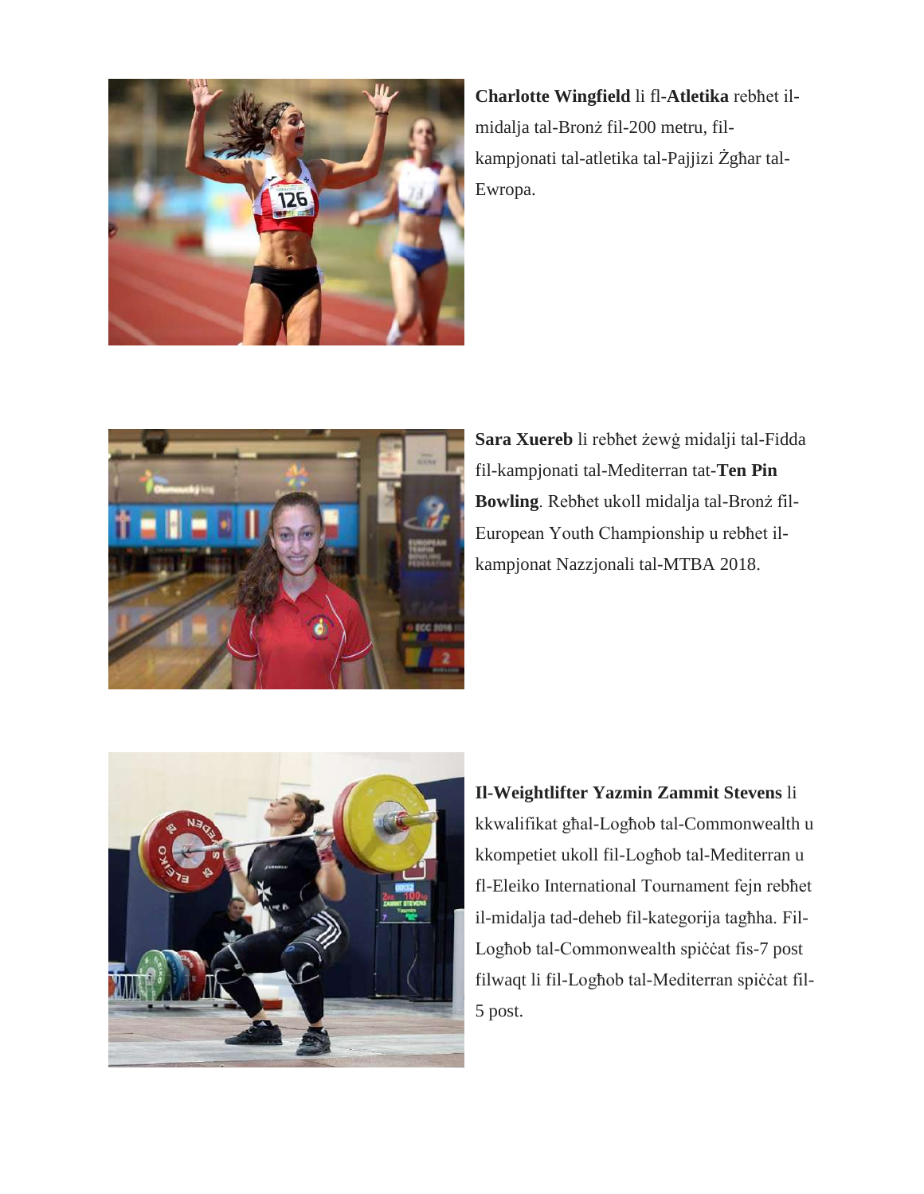**Charlotte Wingfield** li fl-**Atletika** rebħet il-midalja tal-Bronż fil-200 metru, fil-kampjonati tal-atletika tal-Pajjizi Żgħar tal-Ewropa.

**Sara Xuereb** li rebħet żewġ midalji tal-Fidda fil-kampjonati tal-Mediterran tat-**Ten Pin Bowling**. Rebħet ukoll midalja tal-Bronż fil-European Youth Championship u rebħet il-kampjonat Nazzjonali tal-MTBA 2018.

**Il-Weightlifter Yazmin Zammit Stevens** li kkwalifikat għal-Logħob tal-Commonwealth u kkompetiet ukoll fil-Logħob tal-Mediterran u fl-Eleiko International Tournament fejn rebħet il-midalja tad-deheb fil-kategorija tagħha. Fil-Logħob tal-Commonwealth spiċċat fis-7 post filwaqt li fil-Logħob tal-Mediterran spiċċat fil-5 post.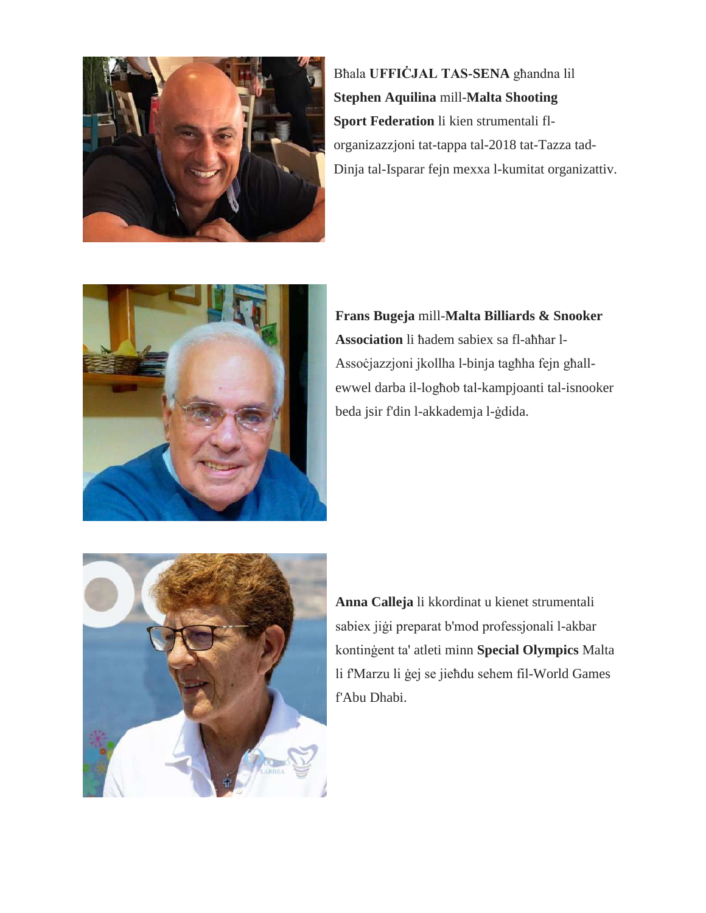Bħala **UFFIĊJAL TAS-SENA** għandna lil **Stephen Aquilina** mill-**Malta Shooting Sport Federation** li kien strumentali fl-organizazzjoni tat-tappa tal-2018 tat-Tazza tad-Dinja tal-Isparar fejn mexxa l-kumitat organizattiv.

**Frans Bugeja** mill-**Malta Billiards & Snooker Association** li ħadem sabiex sa fl-aħħar l-Assoċjazzjoni jkollha l-binja tagħha fejn għall-ewwel darba il-logħob tal-kampjoanti tal-isnooker beda jsir f'din l-akkademja l-ġdida.

**Anna Calleja** li kkordinat u kienet strumentali sabiex jiġi preparat b'mod professjonali l-akbar kontinġent ta' atleti minn **Special Olympics** Malta li f'Marzu li ġej se jieħdu sehem fil-World Games f'Abu Dhabi.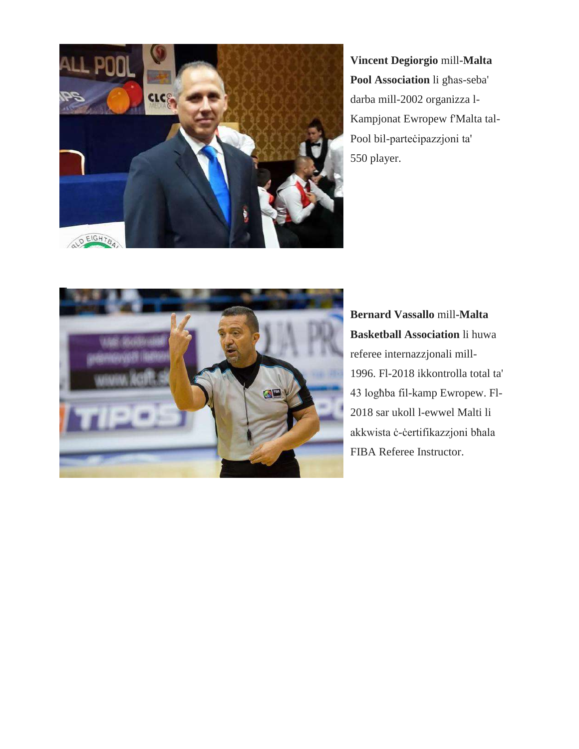**Vincent Degiorgio** mill-**Malta Pool Association** li għas-seba' darba mill-2002 organizza l-Kampjonat Ewropew f'Malta tal-Pool bil-parteċipazzjoni ta' 550 player.

**Bernard Vassallo** mill-**Malta Basketball Association** li huwa referee internazzjonali mill-1996. Fl-2018 ikkontrolla total ta' 43 logħba fil-kamp Ewropew. Fl-2018 sar ukoll l-ewwel Malti li akkwista ċ-ċertifikazzjoni bħala FIBA Referee Instructor.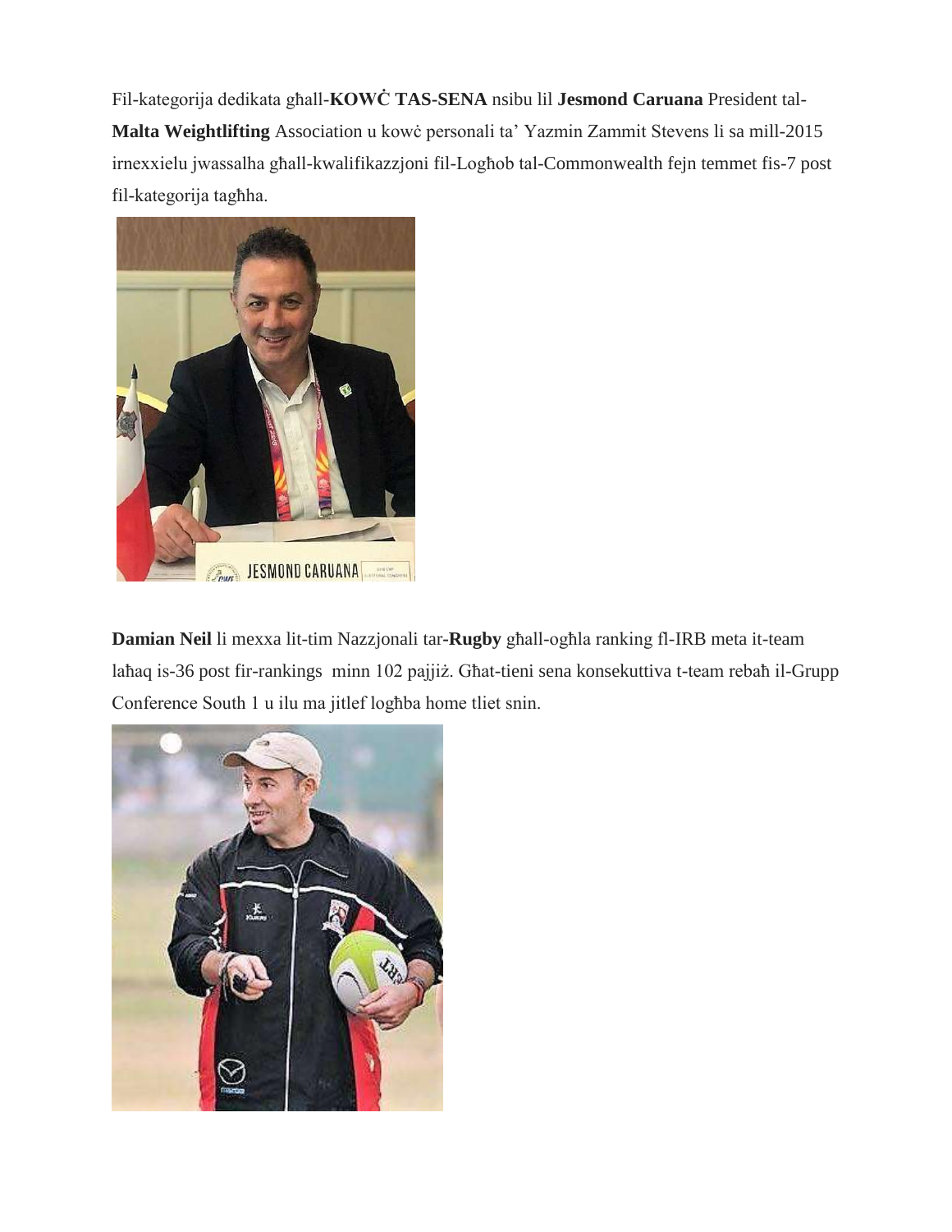Fil-kategorija dedikata għall-**KOWĊ TAS-SENA** nsibu lil **Jesmond Caruana** President tal-**Malta Weightlifting** Association u kowċ personali ta' Yazmin Zammit Stevens li sa mill-2015 irnexxielu jwassalha għall-kwalifikazzjoni fil-Logħob tal-Commonwealth fejn temmet fis-7 post fil-kategorija tagħha.

**Damian Neil** li mexxa lit-tim Nazzjonali tar-**Rugby** għall-ogħla ranking fl-IRB meta it-team laħaq is-36 post fir-rankings minn 102 pajjiż. Għat-tieni sena konsekuttiva t-team rebaħ il-Grupp Conference South 1 u ilu ma jitlef logħba home tliet snin.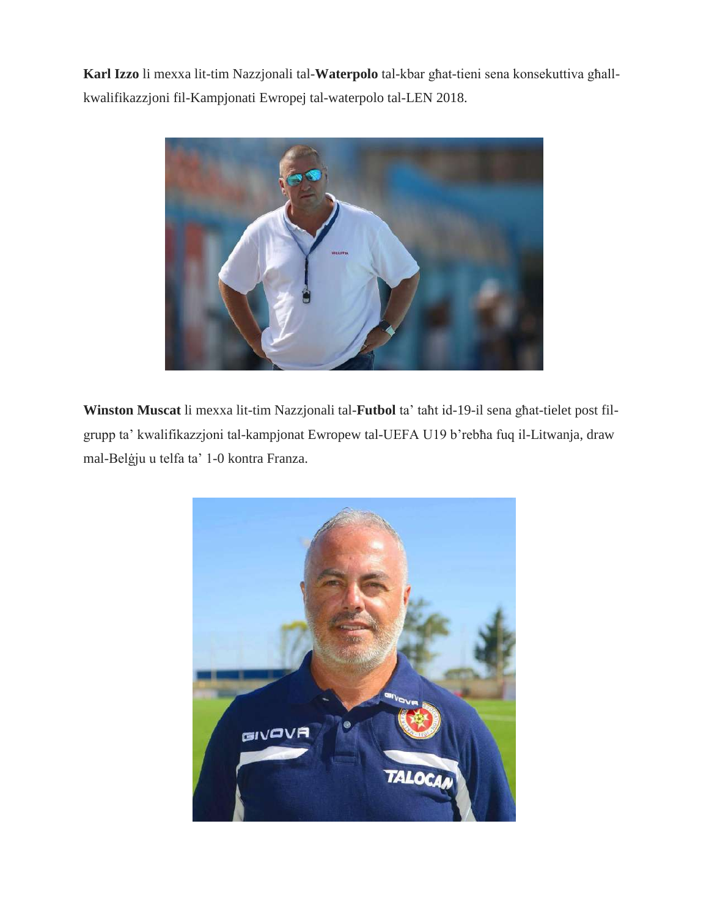**Karl Izzo** li mexxa lit-tim Nazzjonali tal-**Waterpolo** tal-kbar għat-tieni sena konsekuttiva għall-kwalifikazzjoni fil-Kampjonati Ewropej tal-waterpolo tal-LEN 2018.

**Winston Muscat** li mexxa lit-tim Nazzjonali tal-**Futbol** ta' taħt id-19-il sena għat-tielet post fil-grupp ta' kwalifikazzjoni tal-kampjonat Ewropew tal-UEFA U19 b'rebħa fuq il-Litwanja, draw mal-Belġju u telfa ta' 1-0 kontra Franza.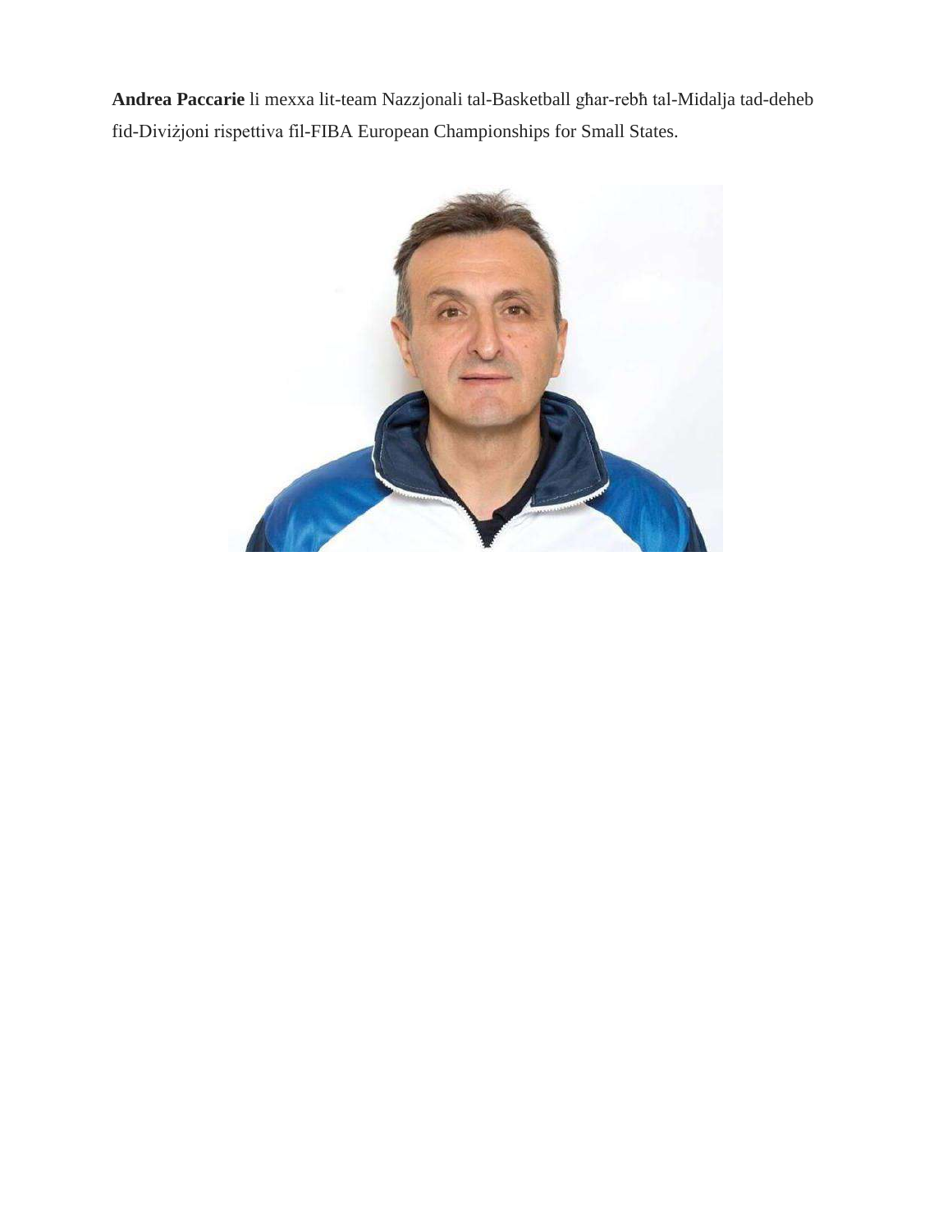**Andrea Paccarie** li mexxa lit-team Nazzjonali tal-Basketball għar-rebħ tal-Midalja tad-deheb fid-Diviżjoni rispettiva fil-FIBA European Championships for Small States.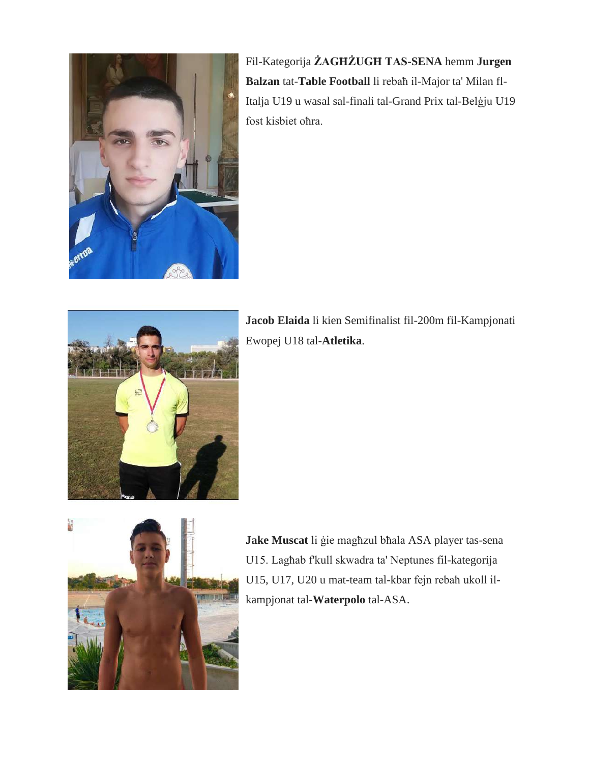Fil-Kategorija **ŻAGĦŻUGĦ TAS-SENA** hemm **Jurgen Balzan** tat-**Table Football** li rebaħ il-Major ta' Milan fl-Italja U19 u wasal sal-finali tal-Grand Prix tal-Belġju U19 fost kisbiet oħra.

**Jacob Elaida** li kien Semifinalist fil-200m fil-Kampjonati Ewopej U18 tal-**Atletika**.

**Jake Muscat** li ġie magħżul bħala ASA player tas-sena U15. Lagħab f'kull skwadra ta' Neptunes fil-kategorija U15, U17, U20 u mat-team tal-kbar fejn rebaħ ukoll il-kampjonat tal-**Waterpolo** tal-ASA.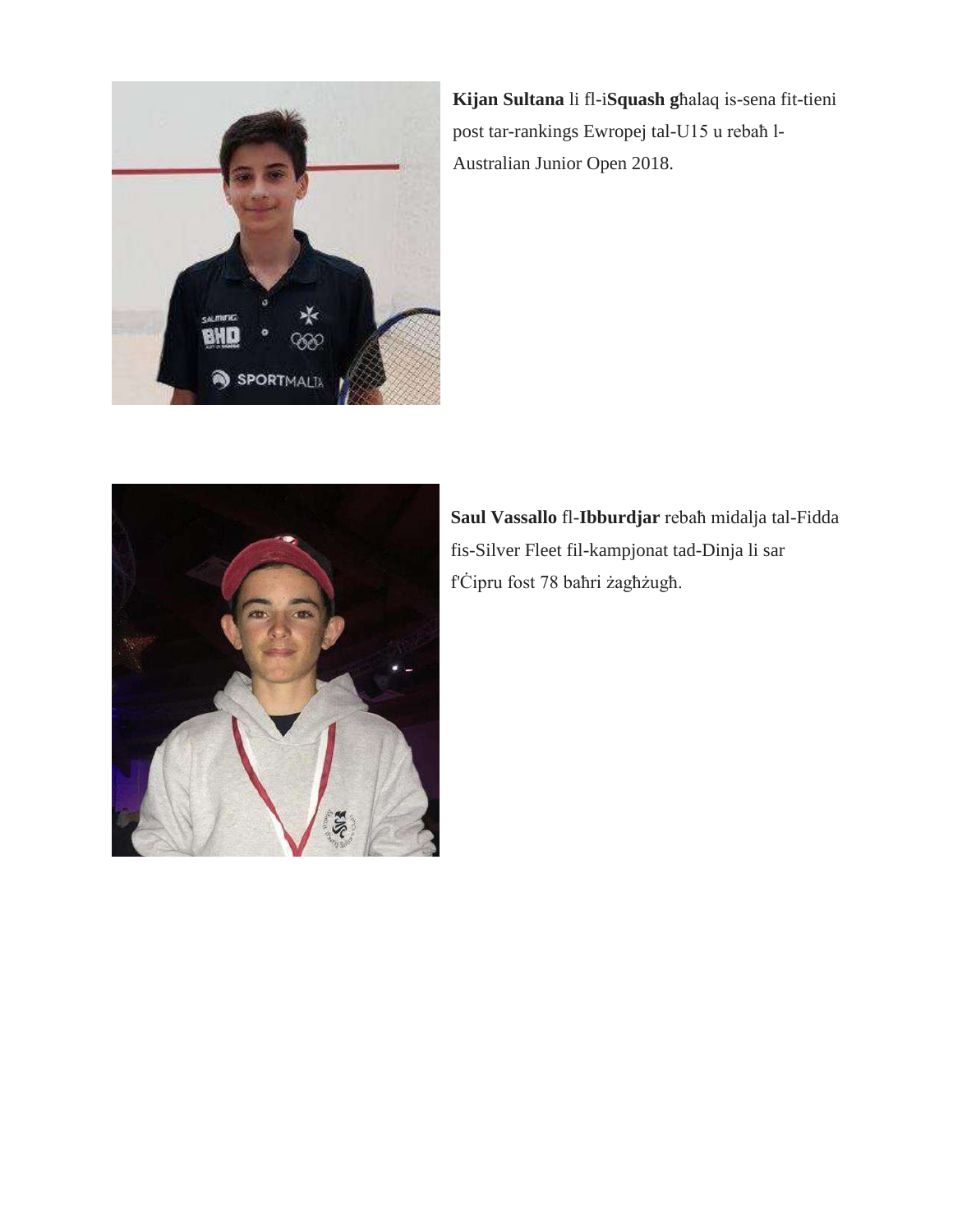**Kijan Sultana** li fl-i**Squash g**ħalaq is-sena fit-tieni post tar-rankings Ewropej tal-U15 u rebaħ l-Australian Junior Open 2018.

**Saul Vassallo** fl-**Ibburdjar** rebaħ midalja tal-Fidda fis-Silver Fleet fil-kampjonat tad-Dinja li sar f'Ċipru fost 78 baħri żagħżugħ.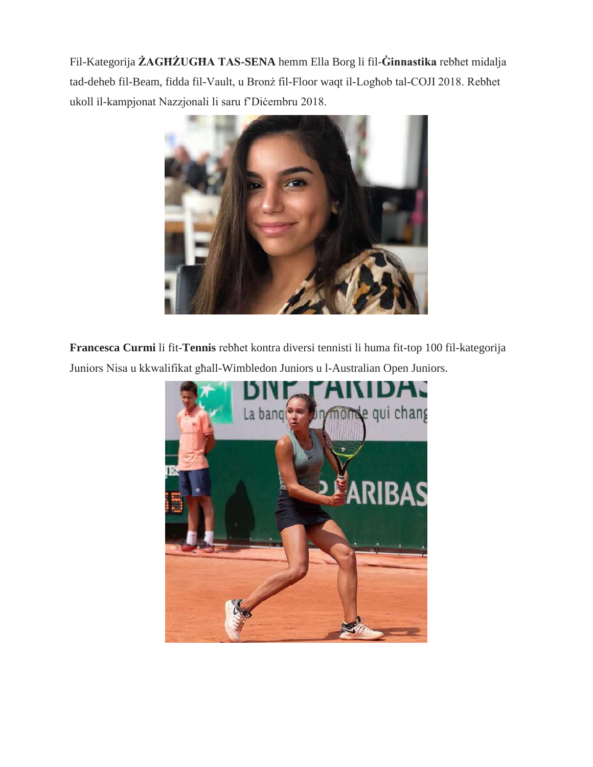Fil-Kategorija **ŻAGĦŻUGĦA TAS-SENA** hemm Ella Borg li fil-**Ġinnastika** rebħet midalja tad-deheb fil-Beam, fidda fil-Vault, u Bronż fil-Floor waqt il-Logħob tal-COJI 2018. Rebħet ukoll il-kampjonat Nazzjonali li saru f'Diċembru 2018.

**Francesca Curmi** li fit-**Tennis** rebħet kontra diversi tennisti li huma fit-top 100 fil-kategorija Juniors Nisa u kkwalifikat għall-Wimbledon Juniors u l-Australian Open Juniors.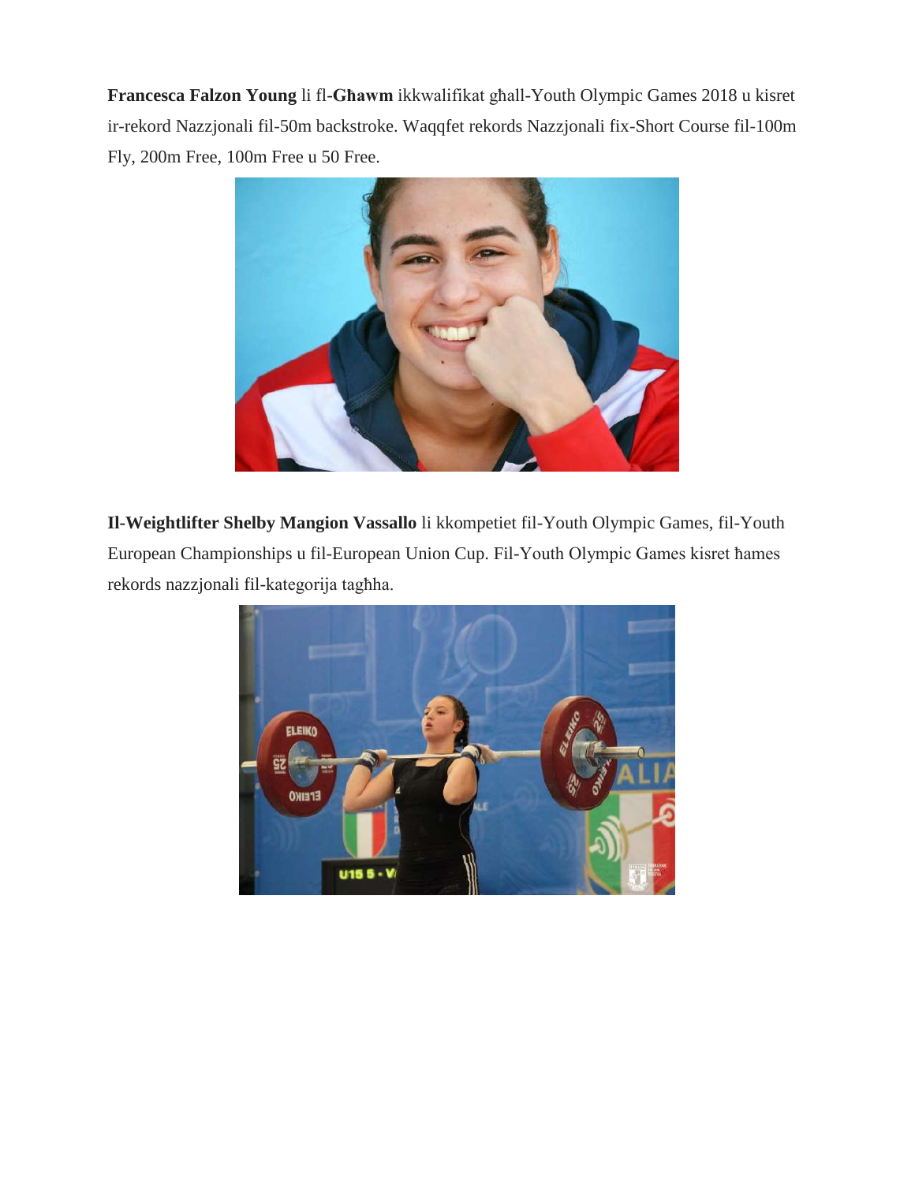**Francesca Falzon Young** li fl-**Għawm** ikkwalifikat għall-Youth Olympic Games 2018 u kisret ir-rekord Nazzjonali fil-50m backstroke. Waqqfet rekords Nazzjonali fix-Short Course fil-100m Fly, 200m Free, 100m Free u 50 Free.

**Il-Weightlifter Shelby Mangion Vassallo** li kkompetiet fil-Youth Olympic Games, fil-Youth European Championships u fil-European Union Cup. Fil-Youth Olympic Games kisret ħames rekords nazzjonali fil-kategorija tagħha.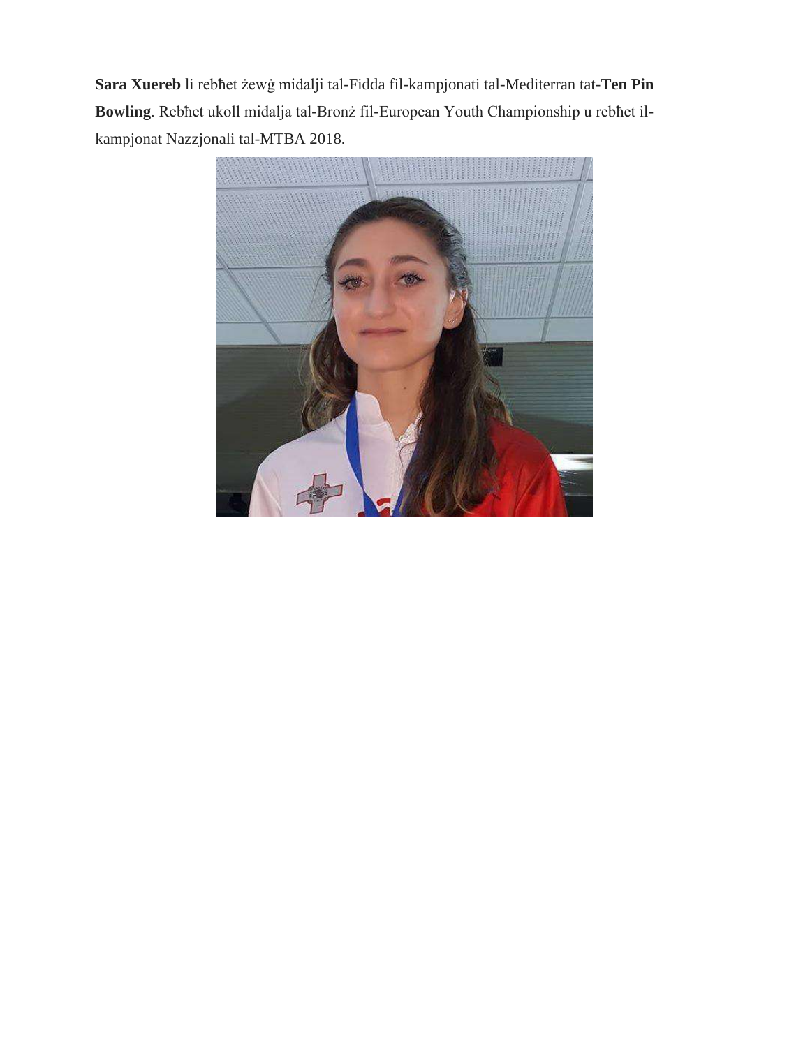**Sara Xuereb** li rebħet żewġ midalji tal-Fidda fil-kampjonati tal-Mediterran tat-**Ten Pin Bowling**. Rebħet ukoll midalja tal-Bronż fil-European Youth Championship u rebħet il-kampjonat Nazzjonali tal-MTBA 2018.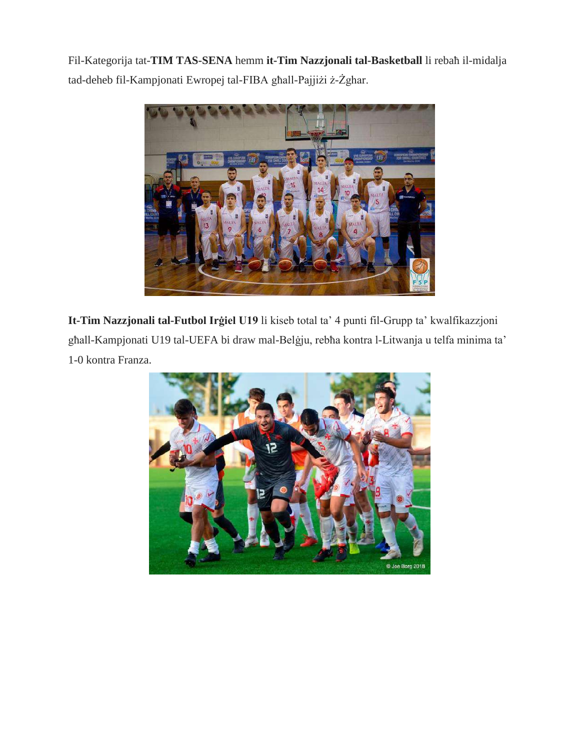Fil-Kategorija tat-**TIM TAS-SENA** hemm **it-Tim Nazzjonali tal-Basketball** li rebaħ il-midalja tad-deheb fil-Kampjonati Ewropej tal-FIBA għall-Pajjiżi ż-Żgħar.

**It-Tim Nazzjonali tal-Futbol Irġiel U19** li kiseb total ta' 4 punti fil-Grupp ta' kwalfikazzjoni għall-Kampjonati U19 tal-UEFA bi draw mal-Belġju, rebħa kontra l-Litwanja u telfa minima ta' 1-0 kontra Franza.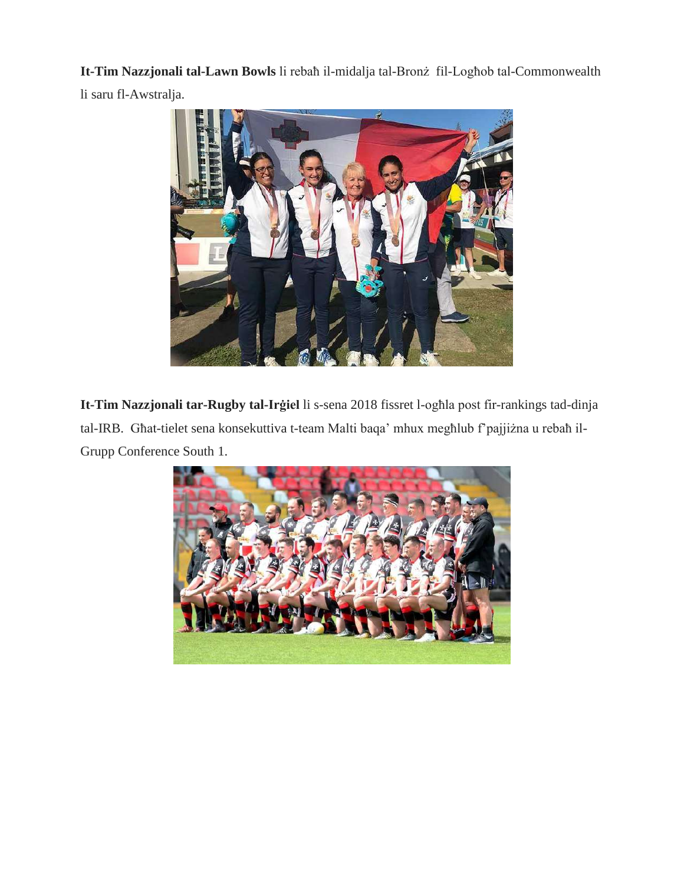**It-Tim Nazzjonali tal-Lawn Bowls** li rebaħ il-midalja tal-Bronż fil-Logħob tal-Commonwealth li saru fl-Awstralja.

**It-Tim Nazzjonali tar-Rugby tal-Irġiel** li s-sena 2018 fissret l-ogħla post fir-rankings tad-dinja tal-IRB. Għat-tielet sena konsekuttiva t-team Malti baqa' mhux megħlub f'pajjiżna u rebaħ il-Grupp Conference South 1.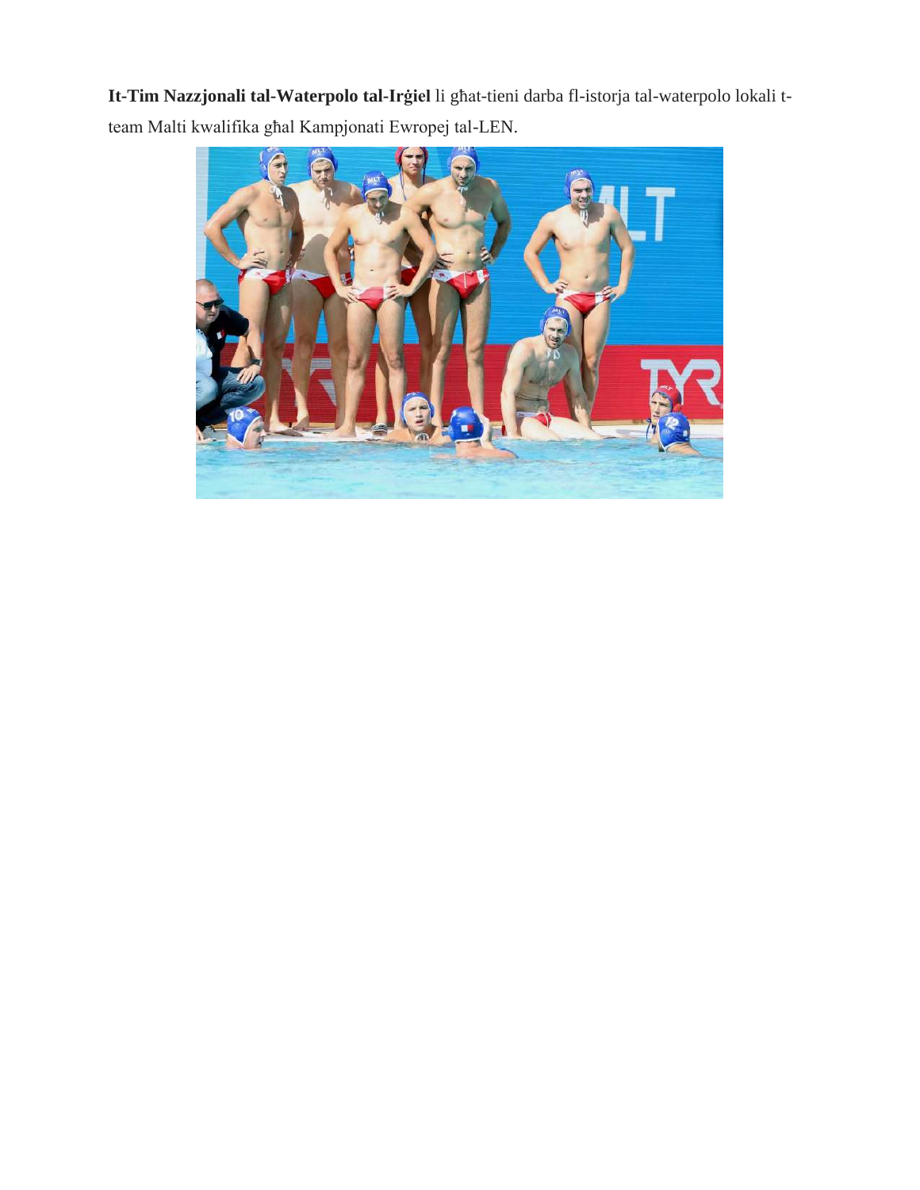**It-Tim Nazzjonali tal-Waterpolo tal-Irġiel** li għat-tieni darba fl-istorja tal-waterpolo lokali t-team Malti kwalifika għal Kampjonati Ewropej tal-LEN.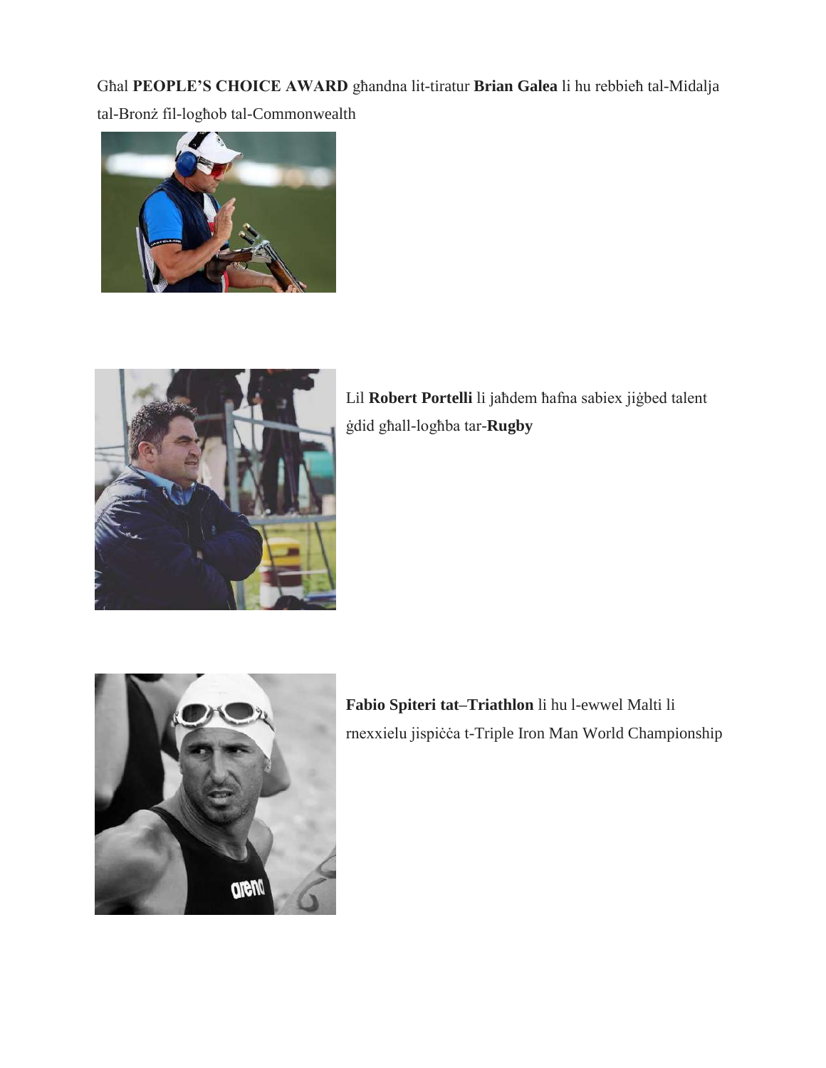Għal **PEOPLE'S CHOICE AWARD** għandna lit-tiratur **Brian Galea** li hu rebbieħ tal-Midalja tal-Bronż fil-logħob tal-Commonwealth

Lil **Robert Portelli** li jaħdem ħafna sabiex jiġbed talent ġdid għall-logħba tar-**Rugby**

**Fabio Spiteri tat–Triathlon** li hu l-ewwel Malti li rnexxielu jispiċċa t-Triple Iron Man World Championship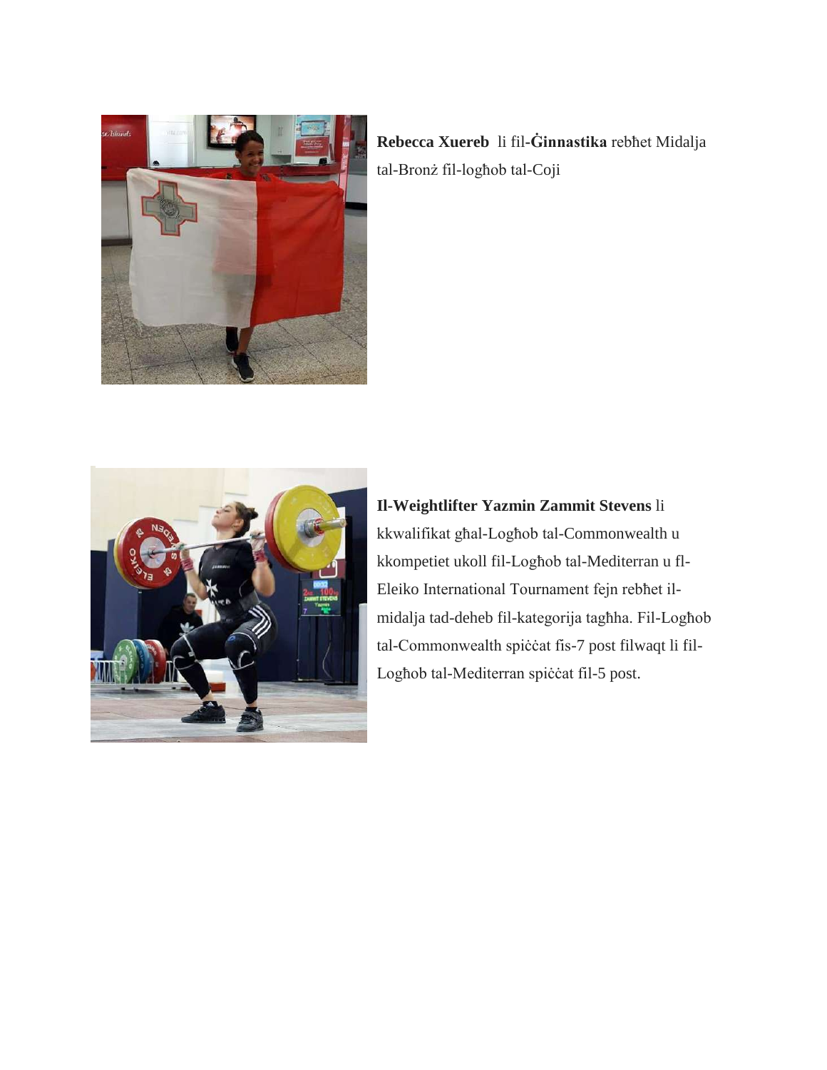**Rebecca Xuereb** li fil-**Ġinnastika** rebħet Midalja tal-Bronż fil-logħob tal-Coji

**Il-Weightlifter Yazmin Zammit Stevens** li kkwalifikat għal-Logħob tal-Commonwealth u kkompetiet ukoll fil-Logħob tal-Mediterran u fl-Eleiko International Tournament fejn rebħet il-midalja tad-deheb fil-kategorija tagħha. Fil-Logħob tal-Commonwealth spiċċat fis-7 post filwaqt li fil-Logħob tal-Mediterran spiċċat fil-5 post.